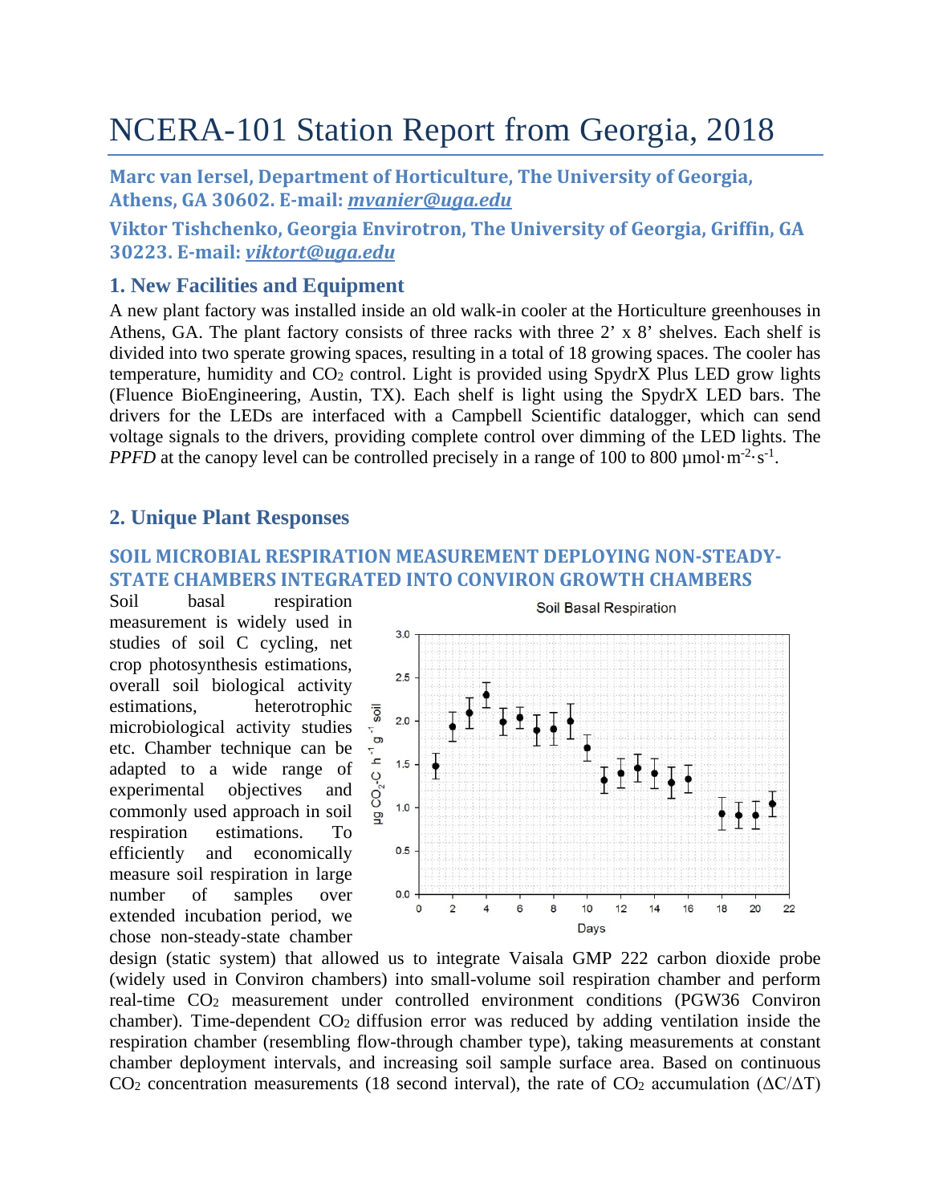# NCERA-101 Station Report from Georgia, 2018

**Marc van Iersel, Department of Horticulture, The University of Georgia, Athens, GA 30602. E-mail: *mvanier@uga.edu***

**Viktor Tishchenko, Georgia Envirotron, The University of Georgia, Griffin, GA 30223. E-mail: *viktort@uga.edu***

## 1. New Facilities and Equipment

A new plant factory was installed inside an old walk-in cooler at the Horticulture greenhouses in Athens, GA. The plant factory consists of three racks with three 2' x 8' shelves. Each shelf is divided into two sperate growing spaces, resulting in a total of 18 growing spaces. The cooler has temperature, humidity and $CO_2$ control. Light is provided using SpydrX Plus LED grow lights (Fluence BioEngineering, Austin, TX). Each shelf is light using the SpydrX LED bars. The drivers for the LEDs are interfaced with a Campbell Scientific datalogger, which can send voltage signals to the drivers, providing complete control over dimming of the LED lights. The *PPFD* at the canopy level can be controlled precisely in a range of 100 to 800 $\mu mol \cdot m^{-2} \cdot s^{-1}$.

## 2. Unique Plant Responses

### SOIL MICROBIAL RESPIRATION MEASUREMENT DEPLOYING NON-STEADY-STATE CHAMBERS INTEGRATED INTO CONVIRON GROWTH CHAMBERS

Soil basal respiration measurement is widely used in studies of soil C cycling, net crop photosynthesis estimations, overall soil biological activity estimations, heterotrophic microbiological activity studies etc. Chamber technique can be adapted to a wide range of experimental objectives and commonly used approach in soil respiration estimations. To efficiently and economically measure soil respiration in large number of samples over extended incubation period, we chose non-steady-state chamber design (static system) that allowed us to integrate Vaisala GMP 222 carbon dioxide probe (widely used in Conviron chambers) into small-volume soil respiration chamber and perform real-time $CO_2$ measurement under controlled environment conditions (PGW36 Conviron chamber). Time-dependent $CO_2$ diffusion error was reduced by adding ventilation inside the respiration chamber (resembling flow-through chamber type), taking measurements at constant chamber deployment intervals, and increasing soil sample surface area. Based on continuous $CO_2$ concentration measurements (18 second interval), the rate of $CO_2$ accumulation ($\Delta C/\Delta T$)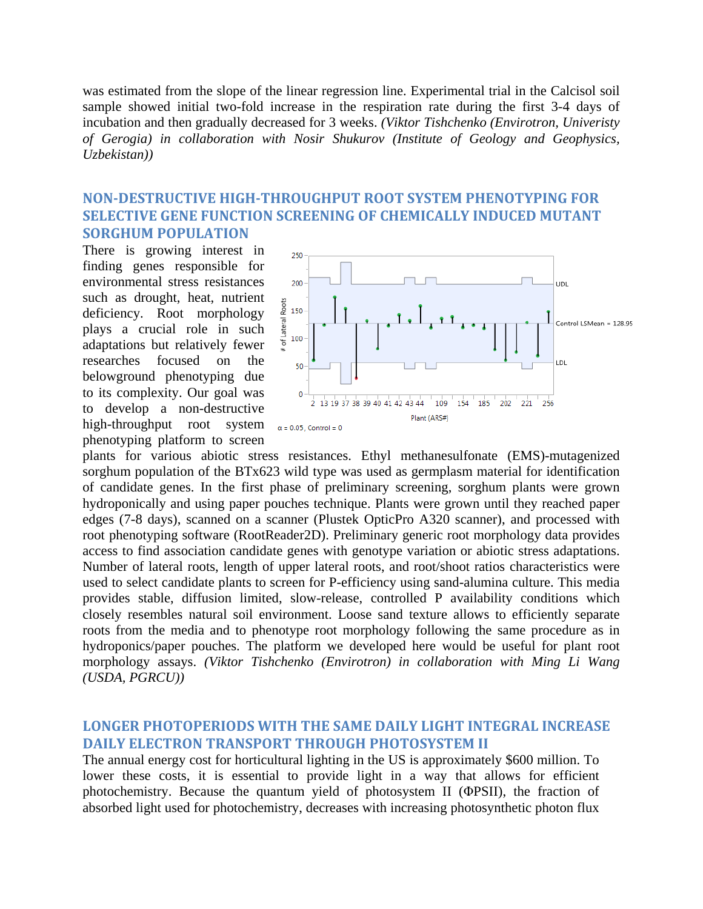was estimated from the slope of the linear regression line. Experimental trial in the Calcisol soil sample showed initial two-fold increase in the respiration rate during the first 3-4 days of incubation and then gradually decreased for 3 weeks. *(Viktor Tishchenko (Envirotron, Univeristy of Gerogia) in collaboration with Nosir Shukurov (Institute of Geology and Geophysics, Uzbekistan))*

## NON-DESTRUCTIVE HIGH-THROUGHPUT ROOT SYSTEM PHENOTYPING FOR SELECTIVE GENE FUNCTION SCREENING OF CHEMICALLY INDUCED MUTANT SORGHUM POPULATION

There is growing interest in finding genes responsible for environmental stress resistances such as drought, heat, nutrient deficiency. Root morphology plays a crucial role in such adaptations but relatively fewer researches focused on the belowground phenotyping due to its complexity. Our goal was to develop a non-destructive high-throughput root system phenotyping platform to screen plants for various abiotic stress resistances. Ethyl methanesulfonate (EMS)-mutagenized sorghum population of the BTx623 wild type was used as germplasm material for identification of candidate genes. In the first phase of preliminary screening, sorghum plants were grown hydroponically and using paper pouches technique. Plants were grown until they reached paper edges (7-8 days), scanned on a scanner (Plustek OpticPro A320 scanner), and processed with root phenotyping software (RootReader2D). Preliminary generic root morphology data provides access to find association candidate genes with genotype variation or abiotic stress adaptations. Number of lateral roots, length of upper lateral roots, and root/shoot ratios characteristics were used to select candidate plants to screen for P-efficiency using sand-alumina culture. This media provides stable, diffusion limited, slow-release, controlled P availability conditions which closely resembles natural soil environment. Loose sand texture allows to efficiently separate roots from the media and to phenotype root morphology following the same procedure as in hydroponics/paper pouches. The platform we developed here would be useful for plant root morphology assays. *(Viktor Tishchenko (Envirotron) in collaboration with Ming Li Wang (USDA, PGRCU))*

## LONGER PHOTOPERIODS WITH THE SAME DAILY LIGHT INTEGRAL INCREASE DAILY ELECTRON TRANSPORT THROUGH PHOTOSYSTEM II

The annual energy cost for horticultural lighting in the US is approximately $600 million. To lower these costs, it is essential to provide light in a way that allows for efficient photochemistry. Because the quantum yield of photosystem II ($\Phi$PSII), the fraction of absorbed light used for photochemistry, decreases with increasing photosynthetic photon flux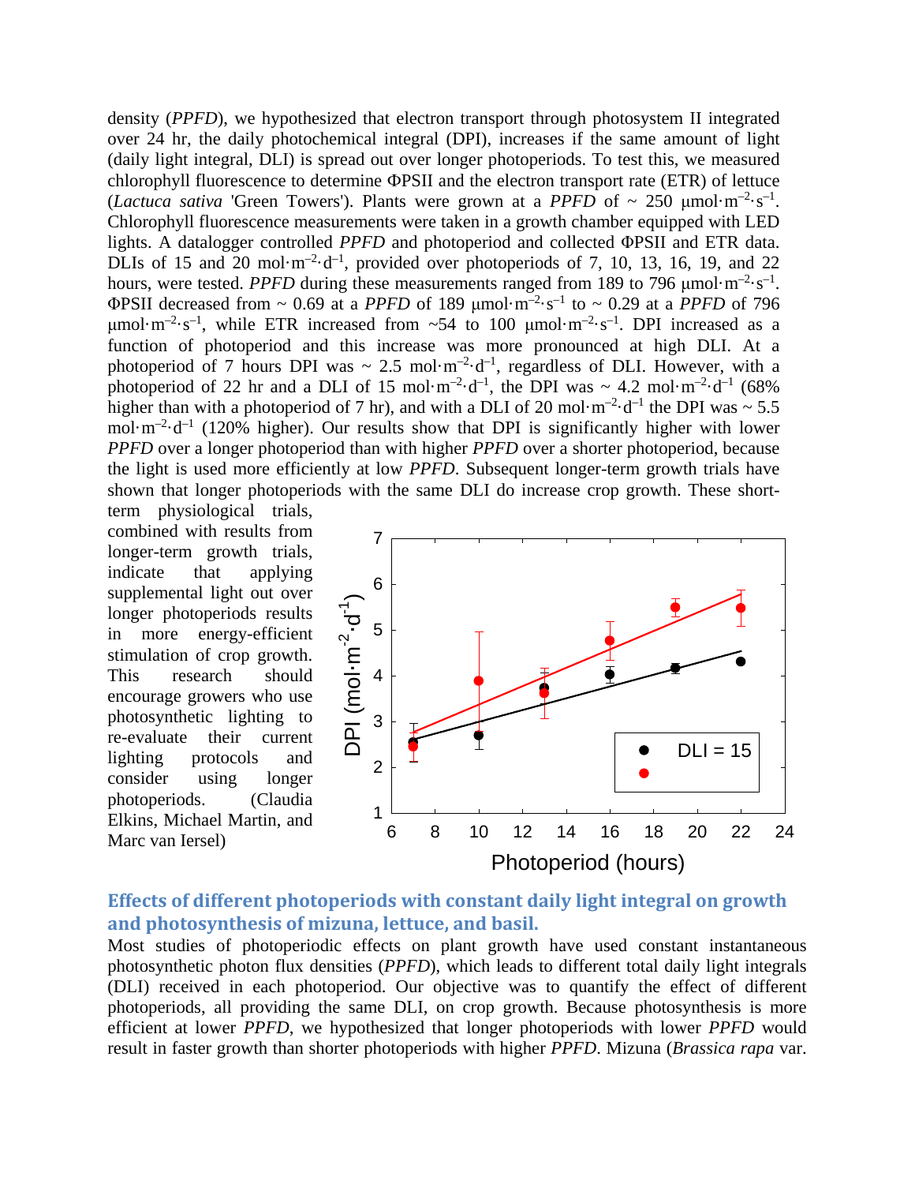density (*PPFD*), we hypothesized that electron transport through photosystem II integrated over 24 hr, the daily photochemical integral (DPI), increases if the same amount of light (daily light integral, DLI) is spread out over longer photoperiods. To test this, we measured chlorophyll fluorescence to determine ΦPSII and the electron transport rate (ETR) of lettuce (*Lactuca sativa* 'Green Towers'). Plants were grown at a *PPFD* of ~ 250 $\mu mol \cdot m^{-2} \cdot s^{-1}$. Chlorophyll fluorescence measurements were taken in a growth chamber equipped with LED lights. A datalogger controlled *PPFD* and photoperiod and collected ΦPSII and ETR data. DLIs of 15 and 20 $mol \cdot m^{-2} \cdot d^{-1}$, provided over photoperiods of 7, 10, 13, 16, 19, and 22 hours, were tested. *PPFD* during these measurements ranged from 189 to 796 $\mu mol \cdot m^{-2} \cdot s^{-1}$. ΦPSII decreased from ~ 0.69 at a *PPFD* of 189 $\mu mol \cdot m^{-2} \cdot s^{-1}$ to ~ 0.29 at a *PPFD* of 796 $\mu mol \cdot m^{-2} \cdot s^{-1}$, while ETR increased from ~54 to 100 $\mu mol \cdot m^{-2} \cdot s^{-1}$. DPI increased as a function of photoperiod and this increase was more pronounced at high DLI. At a photoperiod of 7 hours DPI was ~ 2.5 $mol \cdot m^{-2} \cdot d^{-1}$, regardless of DLI. However, with a photoperiod of 22 hr and a DLI of 15 $mol \cdot m^{-2} \cdot d^{-1}$, the DPI was ~ 4.2 $mol \cdot m^{-2} \cdot d^{-1}$ (68% higher than with a photoperiod of 7 hr), and with a DLI of 20 $mol \cdot m^{-2} \cdot d^{-1}$ the DPI was ~ 5.5 $mol \cdot m^{-2} \cdot d^{-1}$ (120% higher). Our results show that DPI is significantly higher with lower *PPFD* over a longer photoperiod than with higher *PPFD* over a shorter photoperiod, because the light is used more efficiently at low *PPFD*. Subsequent longer-term growth trials have shown that longer photoperiods with the same DLI do increase crop growth. These short-term physiological trials, combined with results from longer-term growth trials, indicate that applying supplemental light out over longer photoperiods results in more energy-efficient stimulation of crop growth. This research should encourage growers who use photosynthetic lighting to re-evaluate their current lighting protocols and consider using longer photoperiods. (Claudia Elkins, Michael Martin, and Marc van Iersel)

## Effects of different photoperiods with constant daily light integral on growth and photosynthesis of mizuna, lettuce, and basil.

Most studies of photoperiodic effects on plant growth have used constant instantaneous photosynthetic photon flux densities (*PPFD*), which leads to different total daily light integrals (DLI) received in each photoperiod. Our objective was to quantify the effect of different photoperiods, all providing the same DLI, on crop growth. Because photosynthesis is more efficient at lower *PPFD*, we hypothesized that longer photoperiods with lower *PPFD* would result in faster growth than shorter photoperiods with higher *PPFD*. Mizuna (*Brassica rapa* var.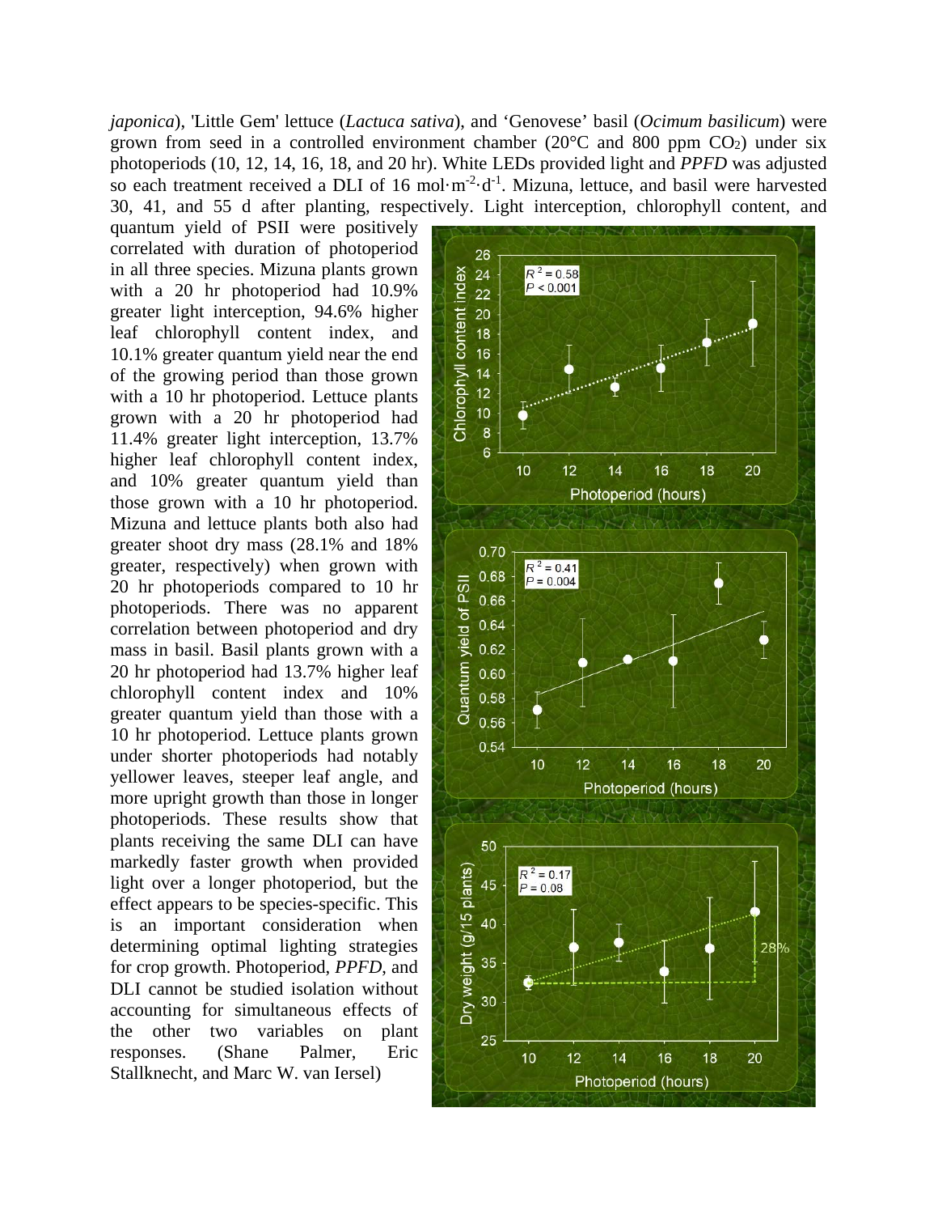*japonica*), 'Little Gem' lettuce (*Lactuca sativa*), and 'Genovese' basil (*Ocimum basilicum*) were grown from seed in a controlled environment chamber (20°C and 800 ppm $CO_2$) under six photoperiods (10, 12, 14, 16, 18, and 20 hr). White LEDs provided light and *PPFD* was adjusted so each treatment received a DLI of 16 $mol \cdot m^{-2} \cdot d^{-1}$. Mizuna, lettuce, and basil were harvested 30, 41, and 55 d after planting, respectively. Light interception, chlorophyll content, and quantum yield of PSII were positively correlated with duration of photoperiod in all three species. Mizuna plants grown with a 20 hr photoperiod had 10.9% greater light interception, 94.6% higher leaf chlorophyll content index, and 10.1% greater quantum yield near the end of the growing period than those grown with a 10 hr photoperiod. Lettuce plants grown with a 20 hr photoperiod had 11.4% greater light interception, 13.7% higher leaf chlorophyll content index, and 10% greater quantum yield than those grown with a 10 hr photoperiod. Mizuna and lettuce plants both also had greater shoot dry mass (28.1% and 18% greater, respectively) when grown with 20 hr photoperiods compared to 10 hr photoperiods. There was no apparent correlation between photoperiod and dry mass in basil. Basil plants grown with a 20 hr photoperiod had 13.7% higher leaf chlorophyll content index and 10% greater quantum yield than those with a 10 hr photoperiod. Lettuce plants grown under shorter photoperiods had notably yellower leaves, steeper leaf angle, and more upright growth than those in longer photoperiods. These results show that plants receiving the same DLI can have markedly faster growth when provided light over a longer photoperiod, but the effect appears to be species-specific. This is an important consideration when determining optimal lighting strategies for crop growth. Photoperiod, *PPFD*, and DLI cannot be studied isolation without accounting for simultaneous effects of the other two variables on plant responses. (Shane Palmer, Eric Stallknecht, and Marc W. van Iersel)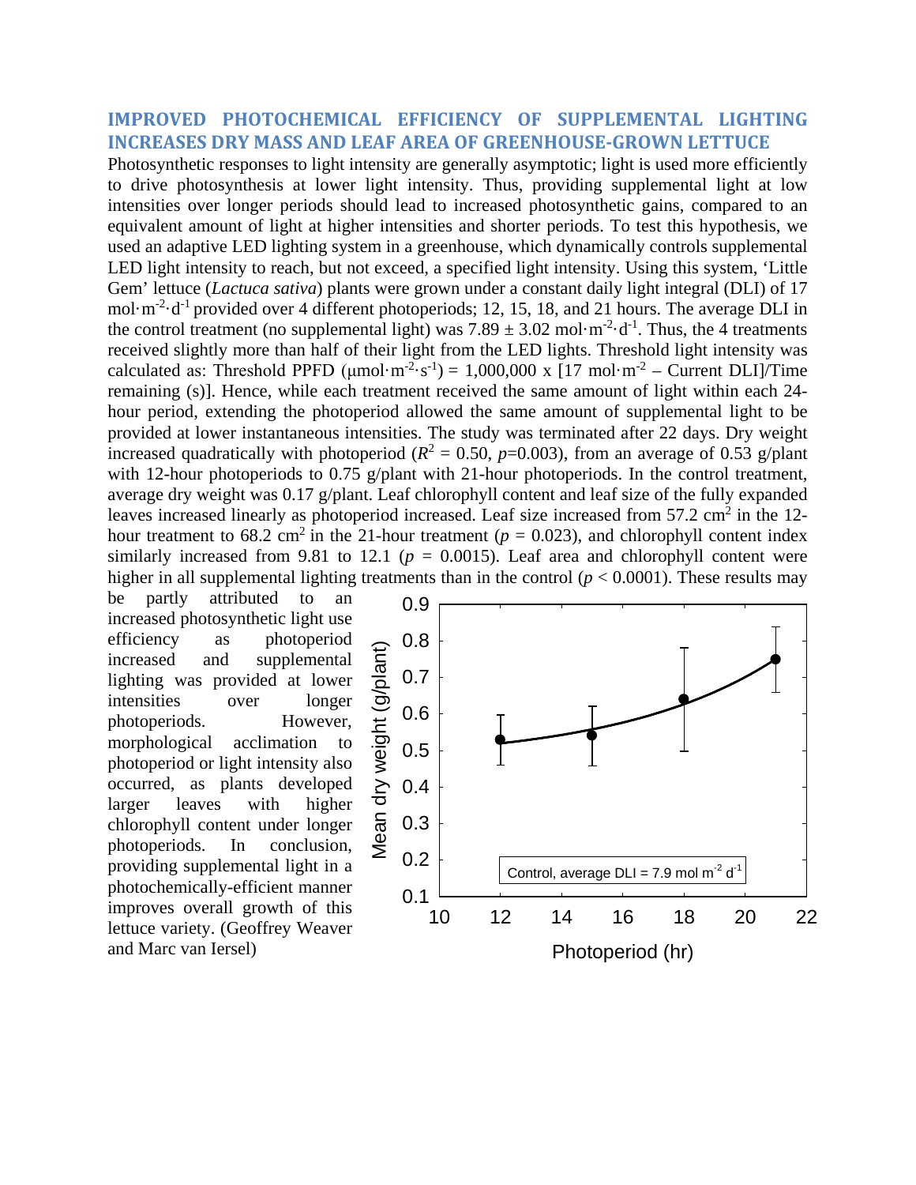## IMPROVED PHOTOCHEMICAL EFFICIENCY OF SUPPLEMENTAL LIGHTING INCREASES DRY MASS AND LEAF AREA OF GREENHOUSE-GROWN LETTUCE

Photosynthetic responses to light intensity are generally asymptotic; light is used more efficiently to drive photosynthesis at lower light intensity. Thus, providing supplemental light at low intensities over longer periods should lead to increased photosynthetic gains, compared to an equivalent amount of light at higher intensities and shorter periods. To test this hypothesis, we used an adaptive LED lighting system in a greenhouse, which dynamically controls supplemental LED light intensity to reach, but not exceed, a specified light intensity. Using this system, 'Little Gem' lettuce (*Lactuca sativa*) plants were grown under a constant daily light integral (DLI) of 17 $mol \cdot m^{-2} \cdot d^{-1}$ provided over 4 different photoperiods; 12, 15, 18, and 21 hours. The average DLI in the control treatment (no supplemental light) was $7.89 \pm 3.02$ $mol \cdot m^{-2} \cdot d^{-1}$. Thus, the 4 treatments received slightly more than half of their light from the LED lights. Threshold light intensity was calculated as: Threshold PPFD ($\mu mol \cdot m^{-2} \cdot s^{-1}$) = 1,000,000 x [17 $mol \cdot m^{-2}$ – Current DLI]/Time remaining (s)]. Hence, while each treatment received the same amount of light within each 24-hour period, extending the photoperiod allowed the same amount of supplemental light to be provided at lower instantaneous intensities. The study was terminated after 22 days. Dry weight increased quadratically with photoperiod ($R^2 = 0.50$, $p$=0.003), from an average of 0.53 g/plant with 12-hour photoperiods to 0.75 g/plant with 21-hour photoperiods. In the control treatment, average dry weight was 0.17 g/plant. Leaf chlorophyll content and leaf size of the fully expanded leaves increased linearly as photoperiod increased. Leaf size increased from 57.2 $cm^2$ in the 12-hour treatment to 68.2 $cm^2$ in the 21-hour treatment ($p = 0.023$), and chlorophyll content index similarly increased from 9.81 to 12.1 ($p = 0.0015$). Leaf area and chlorophyll content were higher in all supplemental lighting treatments than in the control ($p < 0.0001$). These results may be partly attributed to an increased photosynthetic light use efficiency as photoperiod increased and supplemental lighting was provided at lower intensities over longer photoperiods. However, morphological acclimation to photoperiod or light intensity also occurred, as plants developed larger leaves with higher chlorophyll content under longer photoperiods. In conclusion, providing supplemental light in a photochemically-efficient manner improves overall growth of this lettuce variety. (Geoffrey Weaver and Marc van Iersel)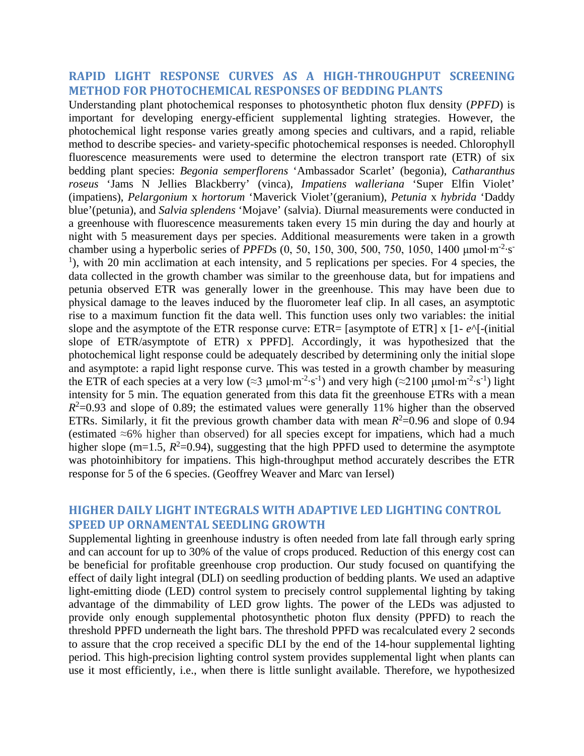## RAPID LIGHT RESPONSE CURVES AS A HIGH-THROUGHPUT SCREENING METHOD FOR PHOTOCHEMICAL RESPONSES OF BEDDING PLANTS

Understanding plant photochemical responses to photosynthetic photon flux density (*PPFD*) is important for developing energy-efficient supplemental lighting strategies. However, the photochemical light response varies greatly among species and cultivars, and a rapid, reliable method to describe species- and variety-specific photochemical responses is needed. Chlorophyll fluorescence measurements were used to determine the electron transport rate (ETR) of six bedding plant species: *Begonia semperflorens* 'Ambassador Scarlet' (begonia), *Catharanthus roseus* 'Jams N Jellies Blackberry' (vinca), *Impatiens walleriana* 'Super Elfin Violet' (impatiens), *Pelargonium* x *hortorum* 'Maverick Violet'(geranium), *Petunia* x *hybrida* 'Daddy blue'(petunia), and *Salvia splendens* 'Mojave' (salvia). Diurnal measurements were conducted in a greenhouse with fluorescence measurements taken every 15 min during the day and hourly at night with 5 measurement days per species. Additional measurements were taken in a growth chamber using a hyperbolic series of *PPFD*s (0, 50, 150, 300, 500, 750, 1050, 1400 $\mu mol \cdot m^{-2} \cdot s^{-1}$), with 20 min acclimation at each intensity, and 5 replications per species. For 4 species, the data collected in the growth chamber was similar to the greenhouse data, but for impatiens and petunia observed ETR was generally lower in the greenhouse. This may have been due to physical damage to the leaves induced by the fluorometer leaf clip. In all cases, an asymptotic rise to a maximum function fit the data well. This function uses only two variables: the initial slope and the asymptote of the ETR response curve: ETR= [asymptote of ETR] x [1- *e*^[-(initial slope of ETR/asymptote of ETR) x PPFD]. Accordingly, it was hypothesized that the photochemical light response could be adequately described by determining only the initial slope and asymptote: a rapid light response curve. This was tested in a growth chamber by measuring the ETR of each species at a very low (≈3 $\mu mol \cdot m^{-2} \cdot s^{-1}$) and very high (≈2100 $\mu mol \cdot m^{-2} \cdot s^{-1}$) light intensity for 5 min. The equation generated from this data fit the greenhouse ETRs with a mean $R^2$=0.93 and slope of 0.89; the estimated values were generally 11% higher than the observed ETRs. Similarly, it fit the previous growth chamber data with mean $R^2$=0.96 and slope of 0.94 (estimated ≈6% higher than observed) for all species except for impatiens, which had a much higher slope (m=1.5, $R^2$=0.94), suggesting that the high PPFD used to determine the asymptote was photoinhibitory for impatiens. This high-throughput method accurately describes the ETR response for 5 of the 6 species. (Geoffrey Weaver and Marc van Iersel)

## HIGHER DAILY LIGHT INTEGRALS WITH ADAPTIVE LED LIGHTING CONTROL SPEED UP ORNAMENTAL SEEDLING GROWTH

Supplemental lighting in greenhouse industry is often needed from late fall through early spring and can account for up to 30% of the value of crops produced. Reduction of this energy cost can be beneficial for profitable greenhouse crop production. Our study focused on quantifying the effect of daily light integral (DLI) on seedling production of bedding plants. We used an adaptive light-emitting diode (LED) control system to precisely control supplemental lighting by taking advantage of the dimmability of LED grow lights. The power of the LEDs was adjusted to provide only enough supplemental photosynthetic photon flux density (PPFD) to reach the threshold PPFD underneath the light bars. The threshold PPFD was recalculated every 2 seconds to assure that the crop received a specific DLI by the end of the 14-hour supplemental lighting period. This high-precision lighting control system provides supplemental light when plants can use it most efficiently, i.e., when there is little sunlight available. Therefore, we hypothesized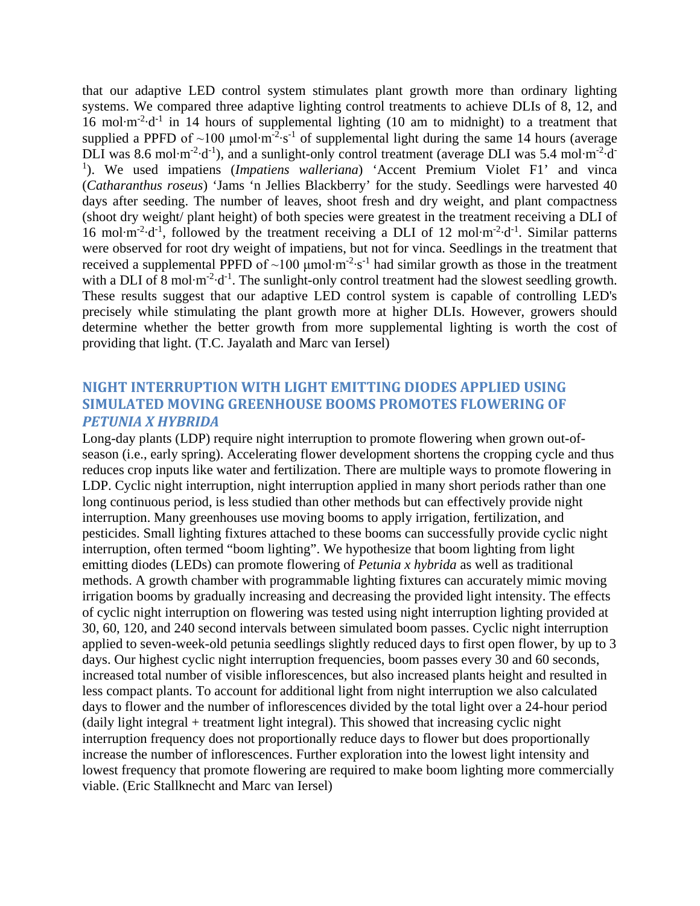that our adaptive LED control system stimulates plant growth more than ordinary lighting systems. We compared three adaptive lighting control treatments to achieve DLIs of 8, 12, and 16 $mol \cdot m^{-2} \cdot d^{-1}$ in 14 hours of supplemental lighting (10 am to midnight) to a treatment that supplied a PPFD of ~100 $\mu mol \cdot m^{-2} \cdot s^{-1}$ of supplemental light during the same 14 hours (average DLI was 8.6 $mol \cdot m^{-2} \cdot d^{-1}$), and a sunlight-only control treatment (average DLI was 5.4 $mol \cdot m^{-2} \cdot d^{-1}$). We used impatiens (*Impatiens walleriana*) 'Accent Premium Violet F1' and vinca (*Catharanthus roseus*) 'Jams 'n Jellies Blackberry' for the study. Seedlings were harvested 40 days after seeding. The number of leaves, shoot fresh and dry weight, and plant compactness (shoot dry weight/ plant height) of both species were greatest in the treatment receiving a DLI of 16 $mol \cdot m^{-2} \cdot d^{-1}$, followed by the treatment receiving a DLI of 12 $mol \cdot m^{-2} \cdot d^{-1}$. Similar patterns were observed for root dry weight of impatiens, but not for vinca. Seedlings in the treatment that received a supplemental PPFD of ~100 $\mu mol \cdot m^{-2} \cdot s^{-1}$ had similar growth as those in the treatment with a DLI of 8 $mol \cdot m^{-2} \cdot d^{-1}$. The sunlight-only control treatment had the slowest seedling growth. These results suggest that our adaptive LED control system is capable of controlling LED's precisely while stimulating the plant growth more at higher DLIs. However, growers should determine whether the better growth from more supplemental lighting is worth the cost of providing that light. (T.C. Jayalath and Marc van Iersel)

## NIGHT INTERRUPTION WITH LIGHT EMITTING DIODES APPLIED USING SIMULATED MOVING GREENHOUSE BOOMS PROMOTES FLOWERING OF *PETUNIA X HYBRIDA*

Long-day plants (LDP) require night interruption to promote flowering when grown out-of-season (i.e., early spring). Accelerating flower development shortens the cropping cycle and thus reduces crop inputs like water and fertilization. There are multiple ways to promote flowering in LDP. Cyclic night interruption, night interruption applied in many short periods rather than one long continuous period, is less studied than other methods but can effectively provide night interruption. Many greenhouses use moving booms to apply irrigation, fertilization, and pesticides. Small lighting fixtures attached to these booms can successfully provide cyclic night interruption, often termed "boom lighting". We hypothesize that boom lighting from light emitting diodes (LEDs) can promote flowering of *Petunia x hybrida* as well as traditional methods. A growth chamber with programmable lighting fixtures can accurately mimic moving irrigation booms by gradually increasing and decreasing the provided light intensity. The effects of cyclic night interruption on flowering was tested using night interruption lighting provided at 30, 60, 120, and 240 second intervals between simulated boom passes. Cyclic night interruption applied to seven-week-old petunia seedlings slightly reduced days to first open flower, by up to 3 days. Our highest cyclic night interruption frequencies, boom passes every 30 and 60 seconds, increased total number of visible inflorescences, but also increased plants height and resulted in less compact plants. To account for additional light from night interruption we also calculated days to flower and the number of inflorescences divided by the total light over a 24-hour period (daily light integral + treatment light integral). This showed that increasing cyclic night interruption frequency does not proportionally reduce days to flower but does proportionally increase the number of inflorescences. Further exploration into the lowest light intensity and lowest frequency that promote flowering are required to make boom lighting more commercially viable. (Eric Stallknecht and Marc van Iersel)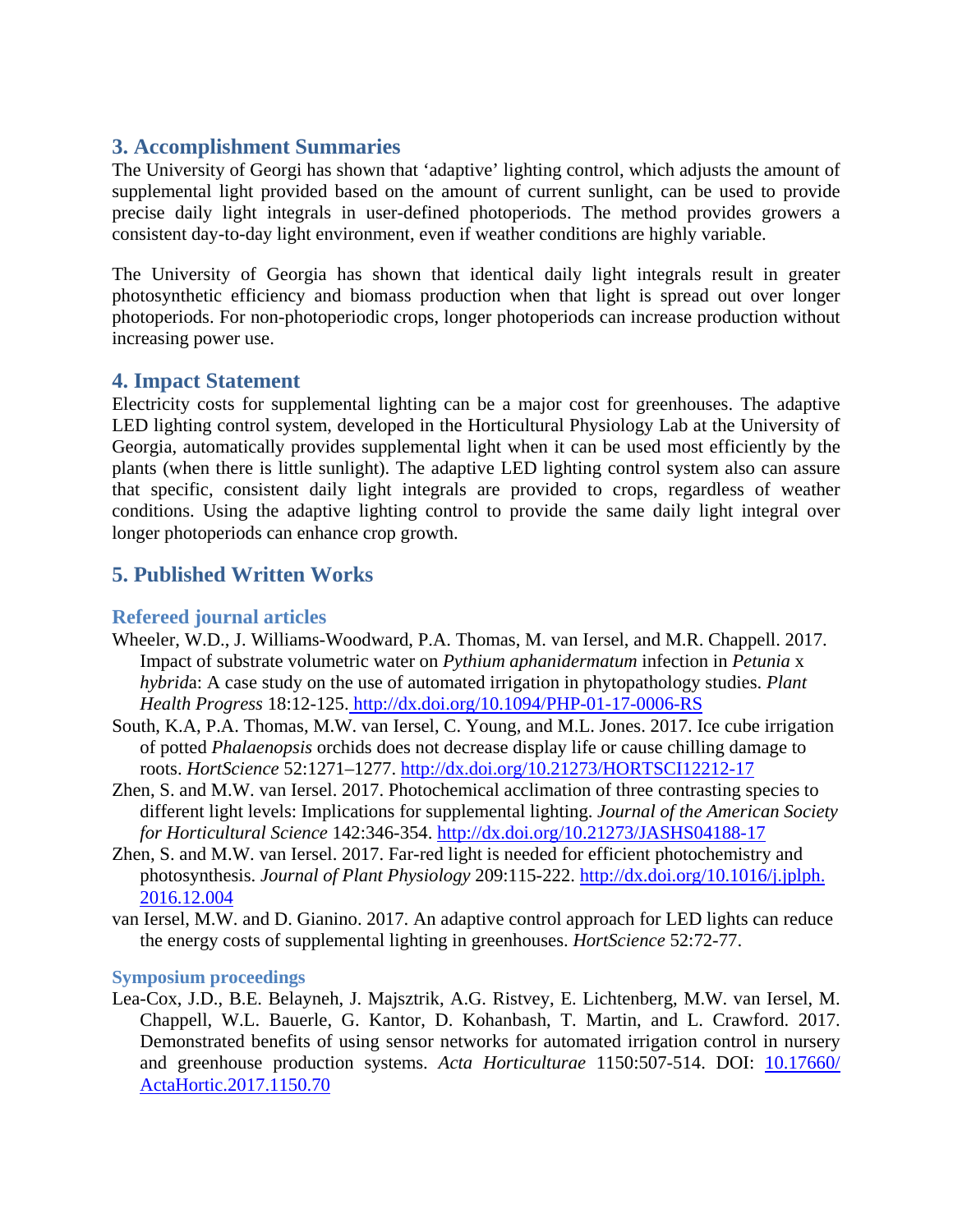## 3. Accomplishment Summaries

The University of Georgi has shown that 'adaptive' lighting control, which adjusts the amount of supplemental light provided based on the amount of current sunlight, can be used to provide precise daily light integrals in user-defined photoperiods. The method provides growers a consistent day-to-day light environment, even if weather conditions are highly variable.

The University of Georgia has shown that identical daily light integrals result in greater photosynthetic efficiency and biomass production when that light is spread out over longer photoperiods. For non-photoperiodic crops, longer photoperiods can increase production without increasing power use.

## 4. Impact Statement

Electricity costs for supplemental lighting can be a major cost for greenhouses. The adaptive LED lighting control system, developed in the Horticultural Physiology Lab at the University of Georgia, automatically provides supplemental light when it can be used most efficiently by the plants (when there is little sunlight). The adaptive LED lighting control system also can assure that specific, consistent daily light integrals are provided to crops, regardless of weather conditions. Using the adaptive lighting control to provide the same daily light integral over longer photoperiods can enhance crop growth.

## 5. Published Written Works

### Refereed journal articles

Wheeler, W.D., J. Williams-Woodward, P.A. Thomas, M. van Iersel, and M.R. Chappell. 2017. Impact of substrate volumetric water on *Pythium aphanidermatum* infection in *Petunia* x *hybrid*a: A case study on the use of automated irrigation in phytopathology studies. *Plant Health Progress* 18:12-125. http://dx.doi.org/10.1094/PHP-01-17-0006-RS

South, K.A, P.A. Thomas, M.W. van Iersel, C. Young, and M.L. Jones. 2017. Ice cube irrigation of potted *Phalaenopsis* orchids does not decrease display life or cause chilling damage to roots. *HortScience* 52:1271–1277. http://dx.doi.org/10.21273/HORTSCI12212-17

Zhen, S. and M.W. van Iersel. 2017. Photochemical acclimation of three contrasting species to different light levels: Implications for supplemental lighting. *Journal of the American Society for Horticultural Science* 142:346-354. http://dx.doi.org/10.21273/JASHS04188-17

Zhen, S. and M.W. van Iersel. 2017. Far-red light is needed for efficient photochemistry and photosynthesis. *Journal of Plant Physiology* 209:115-222. http://dx.doi.org/10.1016/j.jplph.2016.12.004

van Iersel, M.W. and D. Gianino. 2017. An adaptive control approach for LED lights can reduce the energy costs of supplemental lighting in greenhouses. *HortScience* 52:72-77.

### Symposium proceedings

Lea-Cox, J.D., B.E. Belayneh, J. Majsztrik, A.G. Ristvey, E. Lichtenberg, M.W. van Iersel, M. Chappell, W.L. Bauerle, G. Kantor, D. Kohanbash, T. Martin, and L. Crawford. 2017. Demonstrated benefits of using sensor networks for automated irrigation control in nursery and greenhouse production systems. *Acta Horticulturae* 1150:507-514. DOI: 10.17660/ActaHortic.2017.1150.70